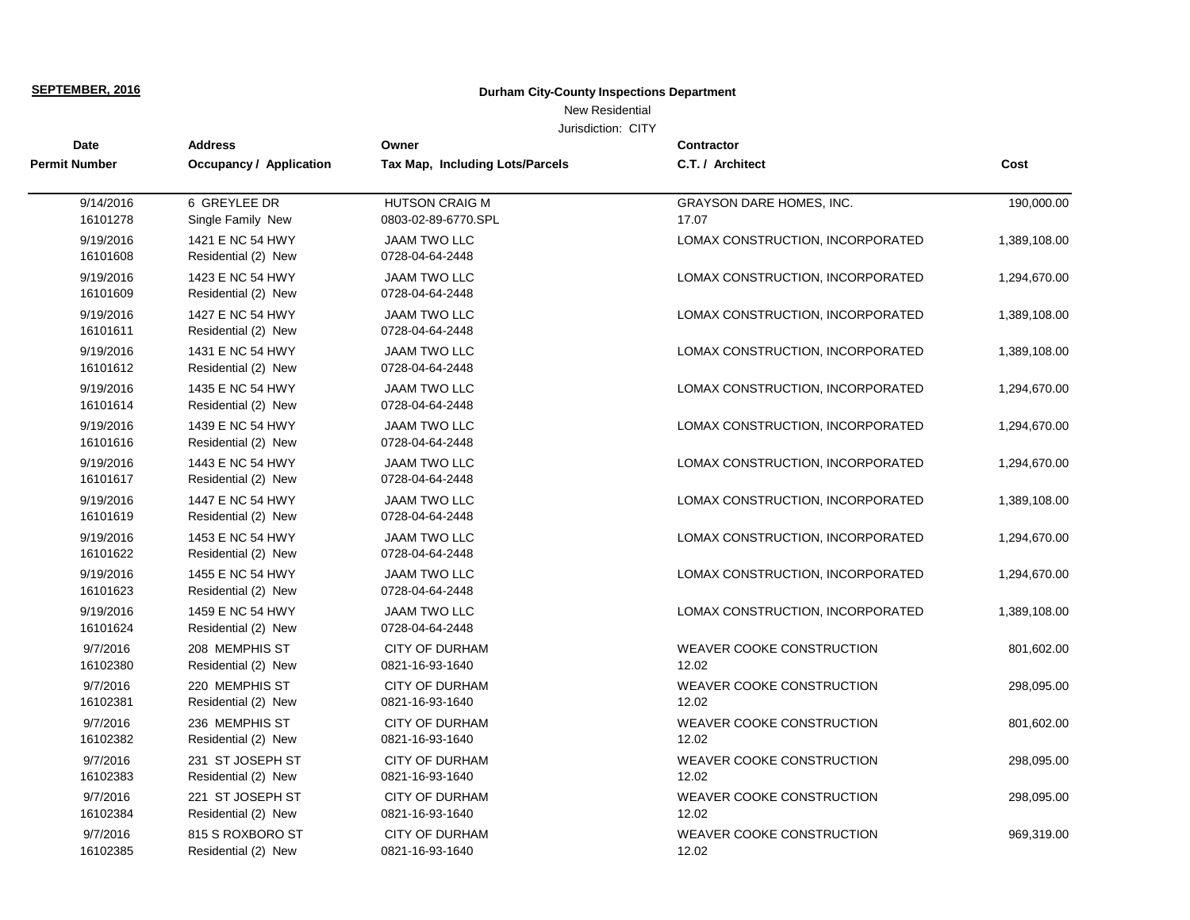**SEPTEMBER, 2016**

**Durham City-County Inspections Department**

New Residential

Jurisdiction: CITY

| Date / Permit Number | Address / Occupancy / Application | Owner / Tax Map, Including Lots/Parcels | Contractor / C.T. / Architect | Cost |
|---|---|---|---|---|
| 9/14/2016<br>16101278 | 6 GREYLEE DR<br>Single Family New | HUTSON CRAIG M<br>0803-02-89-6770.SPL | GRAYSON DARE HOMES, INC.<br>17.07 | 190,000.00 |
| 9/19/2016<br>16101608 | 1421 E NC 54 HWY<br>Residential (2) New | JAAM TWO LLC<br>0728-04-64-2448 | LOMAX CONSTRUCTION, INCORPORATED | 1,389,108.00 |
| 9/19/2016<br>16101609 | 1423 E NC 54 HWY<br>Residential (2) New | JAAM TWO LLC<br>0728-04-64-2448 | LOMAX CONSTRUCTION, INCORPORATED | 1,294,670.00 |
| 9/19/2016<br>16101611 | 1427 E NC 54 HWY<br>Residential (2) New | JAAM TWO LLC<br>0728-04-64-2448 | LOMAX CONSTRUCTION, INCORPORATED | 1,389,108.00 |
| 9/19/2016<br>16101612 | 1431 E NC 54 HWY<br>Residential (2) New | JAAM TWO LLC<br>0728-04-64-2448 | LOMAX CONSTRUCTION, INCORPORATED | 1,389,108.00 |
| 9/19/2016<br>16101614 | 1435 E NC 54 HWY<br>Residential (2) New | JAAM TWO LLC<br>0728-04-64-2448 | LOMAX CONSTRUCTION, INCORPORATED | 1,294,670.00 |
| 9/19/2016<br>16101616 | 1439 E NC 54 HWY<br>Residential (2) New | JAAM TWO LLC<br>0728-04-64-2448 | LOMAX CONSTRUCTION, INCORPORATED | 1,294,670.00 |
| 9/19/2016<br>16101617 | 1443 E NC 54 HWY<br>Residential (2) New | JAAM TWO LLC<br>0728-04-64-2448 | LOMAX CONSTRUCTION, INCORPORATED | 1,294,670.00 |
| 9/19/2016<br>16101619 | 1447 E NC 54 HWY<br>Residential (2) New | JAAM TWO LLC<br>0728-04-64-2448 | LOMAX CONSTRUCTION, INCORPORATED | 1,389,108.00 |
| 9/19/2016<br>16101622 | 1453 E NC 54 HWY<br>Residential (2) New | JAAM TWO LLC<br>0728-04-64-2448 | LOMAX CONSTRUCTION, INCORPORATED | 1,294,670.00 |
| 9/19/2016<br>16101623 | 1455 E NC 54 HWY<br>Residential (2) New | JAAM TWO LLC<br>0728-04-64-2448 | LOMAX CONSTRUCTION, INCORPORATED | 1,294,670.00 |
| 9/19/2016<br>16101624 | 1459 E NC 54 HWY<br>Residential (2) New | JAAM TWO LLC<br>0728-04-64-2448 | LOMAX CONSTRUCTION, INCORPORATED | 1,389,108.00 |
| 9/7/2016<br>16102380 | 208 MEMPHIS ST<br>Residential (2) New | CITY OF DURHAM<br>0821-16-93-1640 | WEAVER COOKE CONSTRUCTION<br>12.02 | 801,602.00 |
| 9/7/2016<br>16102381 | 220 MEMPHIS ST<br>Residential (2) New | CITY OF DURHAM<br>0821-16-93-1640 | WEAVER COOKE CONSTRUCTION<br>12.02 | 298,095.00 |
| 9/7/2016<br>16102382 | 236 MEMPHIS ST<br>Residential (2) New | CITY OF DURHAM<br>0821-16-93-1640 | WEAVER COOKE CONSTRUCTION<br>12.02 | 801,602.00 |
| 9/7/2016<br>16102383 | 231 ST JOSEPH ST<br>Residential (2) New | CITY OF DURHAM<br>0821-16-93-1640 | WEAVER COOKE CONSTRUCTION<br>12.02 | 298,095.00 |
| 9/7/2016<br>16102384 | 221 ST JOSEPH ST<br>Residential (2) New | CITY OF DURHAM<br>0821-16-93-1640 | WEAVER COOKE CONSTRUCTION<br>12.02 | 298,095.00 |
| 9/7/2016<br>16102385 | 815 S ROXBORO ST<br>Residential (2) New | CITY OF DURHAM<br>0821-16-93-1640 | WEAVER COOKE CONSTRUCTION<br>12.02 | 969,319.00 |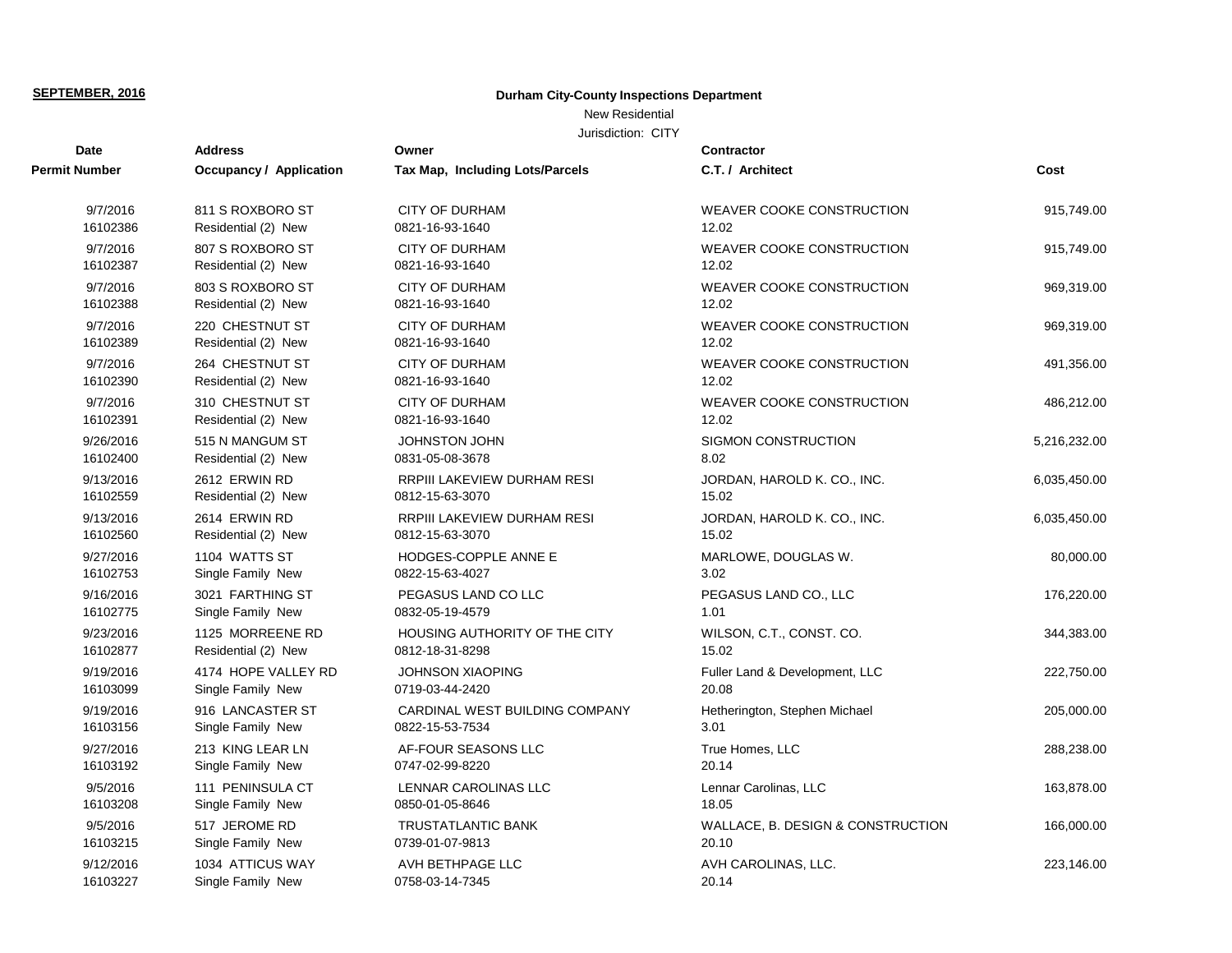**SEPTEMBER, 2016**

**Durham City-County Inspections Department**

New Residential

Jurisdiction: CITY

| Date<br>Permit Number | Address<br>Occupancy / Application | Owner<br>Tax Map, Including Lots/Parcels | Contractor<br>C.T. / Architect | Cost |
|---|---|---|---|---|
| 9/7/2016<br>16102386 | 811 S ROXBORO ST<br>Residential (2) New | CITY OF DURHAM<br>0821-16-93-1640 | WEAVER COOKE CONSTRUCTION<br>12.02 | 915,749.00 |
| 9/7/2016<br>16102387 | 807 S ROXBORO ST<br>Residential (2) New | CITY OF DURHAM<br>0821-16-93-1640 | WEAVER COOKE CONSTRUCTION<br>12.02 | 915,749.00 |
| 9/7/2016<br>16102388 | 803 S ROXBORO ST<br>Residential (2) New | CITY OF DURHAM<br>0821-16-93-1640 | WEAVER COOKE CONSTRUCTION<br>12.02 | 969,319.00 |
| 9/7/2016<br>16102389 | 220 CHESTNUT ST<br>Residential (2) New | CITY OF DURHAM<br>0821-16-93-1640 | WEAVER COOKE CONSTRUCTION<br>12.02 | 969,319.00 |
| 9/7/2016<br>16102390 | 264 CHESTNUT ST<br>Residential (2) New | CITY OF DURHAM<br>0821-16-93-1640 | WEAVER COOKE CONSTRUCTION<br>12.02 | 491,356.00 |
| 9/7/2016<br>16102391 | 310 CHESTNUT ST<br>Residential (2) New | CITY OF DURHAM<br>0821-16-93-1640 | WEAVER COOKE CONSTRUCTION<br>12.02 | 486,212.00 |
| 9/26/2016<br>16102400 | 515 N MANGUM ST<br>Residential (2) New | JOHNSTON JOHN<br>0831-05-08-3678 | SIGMON CONSTRUCTION<br>8.02 | 5,216,232.00 |
| 9/13/2016<br>16102559 | 2612 ERWIN RD<br>Residential (2) New | RRPIII LAKEVIEW DURHAM RESI<br>0812-15-63-3070 | JORDAN, HAROLD K. CO., INC.<br>15.02 | 6,035,450.00 |
| 9/13/2016<br>16102560 | 2614 ERWIN RD<br>Residential (2) New | RRPIII LAKEVIEW DURHAM RESI<br>0812-15-63-3070 | JORDAN, HAROLD K. CO., INC.<br>15.02 | 6,035,450.00 |
| 9/27/2016<br>16102753 | 1104 WATTS ST<br>Single Family New | HODGES-COPPLE ANNE E<br>0822-15-63-4027 | MARLOWE, DOUGLAS W.<br>3.02 | 80,000.00 |
| 9/16/2016<br>16102775 | 3021 FARTHING ST<br>Single Family New | PEGASUS LAND CO LLC<br>0832-05-19-4579 | PEGASUS LAND CO., LLC<br>1.01 | 176,220.00 |
| 9/23/2016<br>16102877 | 1125 MORREENE RD<br>Residential (2) New | HOUSING AUTHORITY OF THE CITY<br>0812-18-31-8298 | WILSON, C.T., CONST. CO.<br>15.02 | 344,383.00 |
| 9/19/2016<br>16103099 | 4174 HOPE VALLEY RD<br>Single Family New | JOHNSON XIAOPING<br>0719-03-44-2420 | Fuller Land & Development, LLC<br>20.08 | 222,750.00 |
| 9/19/2016<br>16103156 | 916 LANCASTER ST<br>Single Family New | CARDINAL WEST BUILDING COMPANY<br>0822-15-53-7534 | Hetherington, Stephen Michael<br>3.01 | 205,000.00 |
| 9/27/2016<br>16103192 | 213 KING LEAR LN<br>Single Family New | AF-FOUR SEASONS LLC<br>0747-02-99-8220 | True Homes, LLC<br>20.14 | 288,238.00 |
| 9/5/2016<br>16103208 | 111 PENINSULA CT<br>Single Family New | LENNAR CAROLINAS LLC<br>0850-01-05-8646 | Lennar Carolinas, LLC<br>18.05 | 163,878.00 |
| 9/5/2016<br>16103215 | 517 JEROME RD<br>Single Family New | TRUSTATLANTIC BANK<br>0739-01-07-9813 | WALLACE, B. DESIGN & CONSTRUCTION<br>20.10 | 166,000.00 |
| 9/12/2016<br>16103227 | 1034 ATTICUS WAY<br>Single Family New | AVH BETHPAGE LLC<br>0758-03-14-7345 | AVH CAROLINAS, LLC.<br>20.14 | 223,146.00 |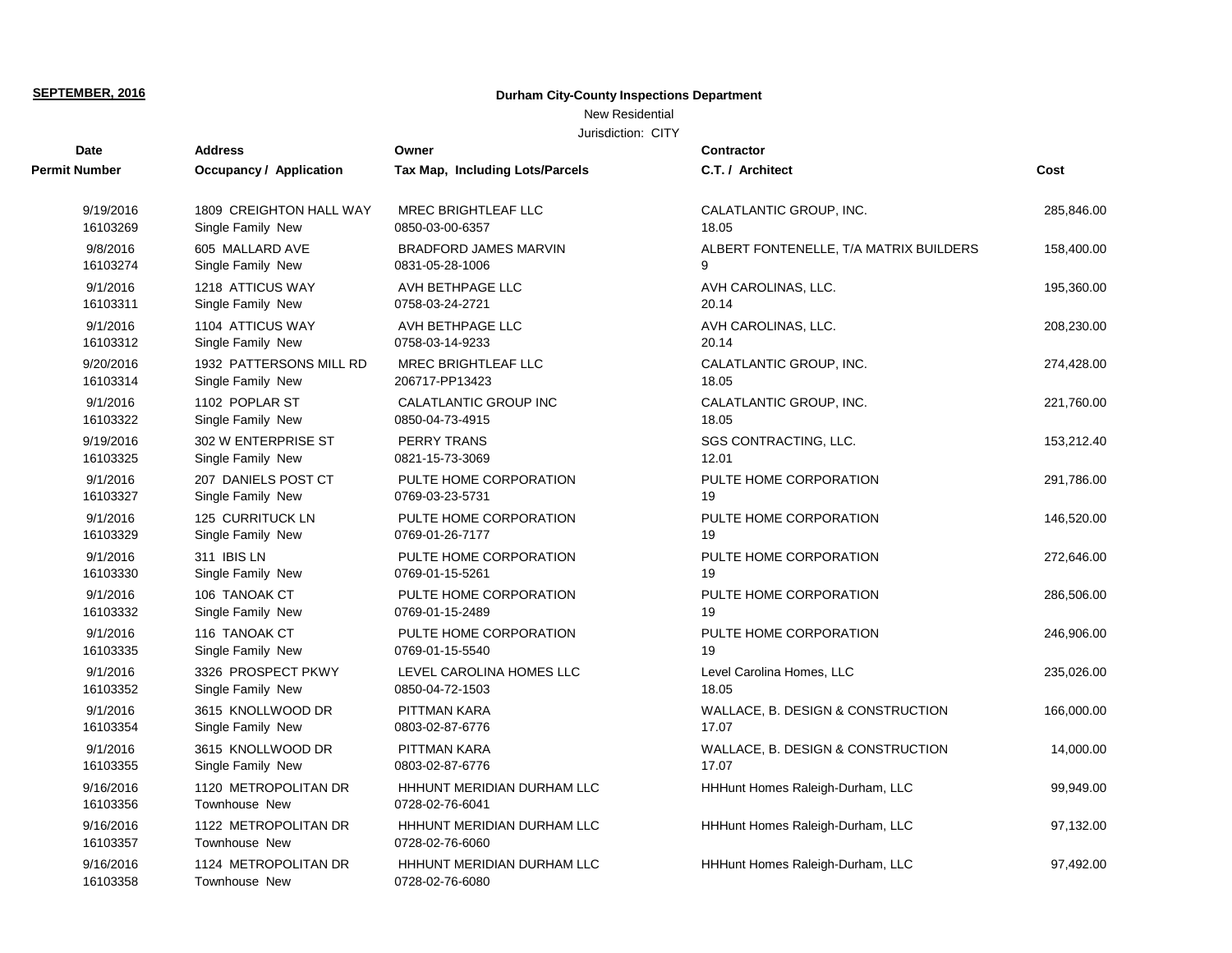**SEPTEMBER, 2016**

**Durham City-County Inspections Department**

New Residential

Jurisdiction: CITY

| Date<br>Permit Number | Address<br>Occupancy / Application | Owner<br>Tax Map, Including Lots/Parcels | Contractor<br>C.T. / Architect | Cost |
|---|---|---|---|---|
| 9/19/2016<br>16103269 | 1809 CREIGHTON HALL WAY<br>Single Family New | MREC BRIGHTLEAF LLC<br>0850-03-00-6357 | CALATLANTIC GROUP, INC.<br>18.05 | 285,846.00 |
| 9/8/2016<br>16103274 | 605 MALLARD AVE<br>Single Family New | BRADFORD JAMES MARVIN<br>0831-05-28-1006 | ALBERT FONTENELLE, T/A MATRIX BUILDERS<br>9 | 158,400.00 |
| 9/1/2016<br>16103311 | 1218 ATTICUS WAY<br>Single Family New | AVH BETHPAGE LLC<br>0758-03-24-2721 | AVH CAROLINAS, LLC.<br>20.14 | 195,360.00 |
| 9/1/2016<br>16103312 | 1104 ATTICUS WAY<br>Single Family New | AVH BETHPAGE LLC<br>0758-03-14-9233 | AVH CAROLINAS, LLC.<br>20.14 | 208,230.00 |
| 9/20/2016<br>16103314 | 1932 PATTERSONS MILL RD<br>Single Family New | MREC BRIGHTLEAF LLC<br>206717-PP13423 | CALATLANTIC GROUP, INC.<br>18.05 | 274,428.00 |
| 9/1/2016<br>16103322 | 1102 POPLAR ST<br>Single Family New | CALATLANTIC GROUP INC<br>0850-04-73-4915 | CALATLANTIC GROUP, INC.<br>18.05 | 221,760.00 |
| 9/19/2016<br>16103325 | 302 W ENTERPRISE ST<br>Single Family New | PERRY TRANS<br>0821-15-73-3069 | SGS CONTRACTING, LLC.<br>12.01 | 153,212.40 |
| 9/1/2016<br>16103327 | 207 DANIELS POST CT<br>Single Family New | PULTE HOME CORPORATION<br>0769-03-23-5731 | PULTE HOME CORPORATION<br>19 | 291,786.00 |
| 9/1/2016<br>16103329 | 125 CURRITUCK LN<br>Single Family New | PULTE HOME CORPORATION<br>0769-01-26-7177 | PULTE HOME CORPORATION<br>19 | 146,520.00 |
| 9/1/2016<br>16103330 | 311 IBIS LN<br>Single Family New | PULTE HOME CORPORATION<br>0769-01-15-5261 | PULTE HOME CORPORATION<br>19 | 272,646.00 |
| 9/1/2016<br>16103332 | 106 TANOAK CT<br>Single Family New | PULTE HOME CORPORATION<br>0769-01-15-2489 | PULTE HOME CORPORATION<br>19 | 286,506.00 |
| 9/1/2016<br>16103335 | 116 TANOAK CT<br>Single Family New | PULTE HOME CORPORATION<br>0769-01-15-5540 | PULTE HOME CORPORATION<br>19 | 246,906.00 |
| 9/1/2016<br>16103352 | 3326 PROSPECT PKWY<br>Single Family New | LEVEL CAROLINA HOMES LLC<br>0850-04-72-1503 | Level Carolina Homes, LLC<br>18.05 | 235,026.00 |
| 9/1/2016<br>16103354 | 3615 KNOLLWOOD DR<br>Single Family New | PITTMAN KARA<br>0803-02-87-6776 | WALLACE, B. DESIGN & CONSTRUCTION<br>17.07 | 166,000.00 |
| 9/1/2016<br>16103355 | 3615 KNOLLWOOD DR<br>Single Family New | PITTMAN KARA<br>0803-02-87-6776 | WALLACE, B. DESIGN & CONSTRUCTION<br>17.07 | 14,000.00 |
| 9/16/2016<br>16103356 | 1120 METROPOLITAN DR<br>Townhouse New | HHHUNT MERIDIAN DURHAM LLC<br>0728-02-76-6041 | HHHunt Homes Raleigh-Durham, LLC | 99,949.00 |
| 9/16/2016<br>16103357 | 1122 METROPOLITAN DR<br>Townhouse New | HHHUNT MERIDIAN DURHAM LLC<br>0728-02-76-6060 | HHHunt Homes Raleigh-Durham, LLC | 97,132.00 |
| 9/16/2016<br>16103358 | 1124 METROPOLITAN DR<br>Townhouse New | HHHUNT MERIDIAN DURHAM LLC<br>0728-02-76-6080 | HHHunt Homes Raleigh-Durham, LLC | 97,492.00 |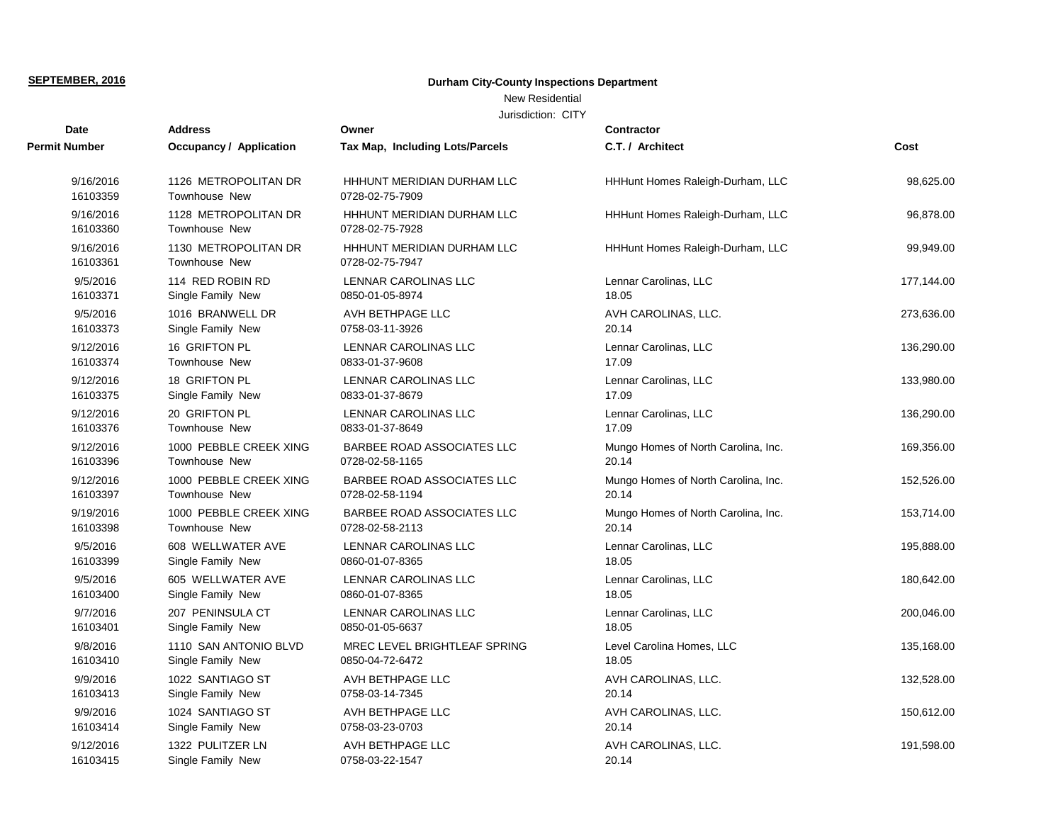**SEPTEMBER, 2016**

**Durham City-County Inspections Department**

New Residential

Jurisdiction: CITY

| Date<br>Permit Number | Address<br>Occupancy / Application | Owner<br>Tax Map, Including Lots/Parcels | Contractor<br>C.T. / Architect | Cost |
|---|---|---|---|---|
| 9/16/2016<br>16103359 | 1126 METROPOLITAN DR<br>Townhouse New | HHHUNT MERIDIAN DURHAM LLC<br>0728-02-75-7909 | HHHunt Homes Raleigh-Durham, LLC | 98,625.00 |
| 9/16/2016<br>16103360 | 1128 METROPOLITAN DR<br>Townhouse New | HHHUNT MERIDIAN DURHAM LLC<br>0728-02-75-7928 | HHHunt Homes Raleigh-Durham, LLC | 96,878.00 |
| 9/16/2016<br>16103361 | 1130 METROPOLITAN DR<br>Townhouse New | HHHUNT MERIDIAN DURHAM LLC<br>0728-02-75-7947 | HHHunt Homes Raleigh-Durham, LLC | 99,949.00 |
| 9/5/2016<br>16103371 | 114 RED ROBIN RD<br>Single Family New | LENNAR CAROLINAS LLC<br>0850-01-05-8974 | Lennar Carolinas, LLC<br>18.05 | 177,144.00 |
| 9/5/2016<br>16103373 | 1016 BRANWELL DR<br>Single Family New | AVH BETHPAGE LLC<br>0758-03-11-3926 | AVH CAROLINAS, LLC.<br>20.14 | 273,636.00 |
| 9/12/2016<br>16103374 | 16 GRIFTON PL<br>Townhouse New | LENNAR CAROLINAS LLC<br>0833-01-37-9608 | Lennar Carolinas, LLC<br>17.09 | 136,290.00 |
| 9/12/2016<br>16103375 | 18 GRIFTON PL<br>Single Family New | LENNAR CAROLINAS LLC<br>0833-01-37-8679 | Lennar Carolinas, LLC<br>17.09 | 133,980.00 |
| 9/12/2016<br>16103376 | 20 GRIFTON PL<br>Townhouse New | LENNAR CAROLINAS LLC<br>0833-01-37-8649 | Lennar Carolinas, LLC<br>17.09 | 136,290.00 |
| 9/12/2016<br>16103396 | 1000 PEBBLE CREEK XING<br>Townhouse New | BARBEE ROAD ASSOCIATES LLC<br>0728-02-58-1165 | Mungo Homes of North Carolina, Inc.<br>20.14 | 169,356.00 |
| 9/12/2016<br>16103397 | 1000 PEBBLE CREEK XING<br>Townhouse New | BARBEE ROAD ASSOCIATES LLC<br>0728-02-58-1194 | Mungo Homes of North Carolina, Inc.<br>20.14 | 152,526.00 |
| 9/19/2016<br>16103398 | 1000 PEBBLE CREEK XING<br>Townhouse New | BARBEE ROAD ASSOCIATES LLC<br>0728-02-58-2113 | Mungo Homes of North Carolina, Inc.<br>20.14 | 153,714.00 |
| 9/5/2016<br>16103399 | 608 WELLWATER AVE<br>Single Family New | LENNAR CAROLINAS LLC<br>0860-01-07-8365 | Lennar Carolinas, LLC<br>18.05 | 195,888.00 |
| 9/5/2016<br>16103400 | 605 WELLWATER AVE<br>Single Family New | LENNAR CAROLINAS LLC<br>0860-01-07-8365 | Lennar Carolinas, LLC<br>18.05 | 180,642.00 |
| 9/7/2016<br>16103401 | 207 PENINSULA CT<br>Single Family New | LENNAR CAROLINAS LLC<br>0850-01-05-6637 | Lennar Carolinas, LLC<br>18.05 | 200,046.00 |
| 9/8/2016<br>16103410 | 1110 SAN ANTONIO BLVD<br>Single Family New | MREC LEVEL BRIGHTLEAF SPRING<br>0850-04-72-6472 | Level Carolina Homes, LLC<br>18.05 | 135,168.00 |
| 9/9/2016<br>16103413 | 1022 SANTIAGO ST<br>Single Family New | AVH BETHPAGE LLC<br>0758-03-14-7345 | AVH CAROLINAS, LLC.<br>20.14 | 132,528.00 |
| 9/9/2016<br>16103414 | 1024 SANTIAGO ST<br>Single Family New | AVH BETHPAGE LLC<br>0758-03-23-0703 | AVH CAROLINAS, LLC.<br>20.14 | 150,612.00 |
| 9/12/2016<br>16103415 | 1322 PULITZER LN<br>Single Family New | AVH BETHPAGE LLC<br>0758-03-22-1547 | AVH CAROLINAS, LLC.<br>20.14 | 191,598.00 |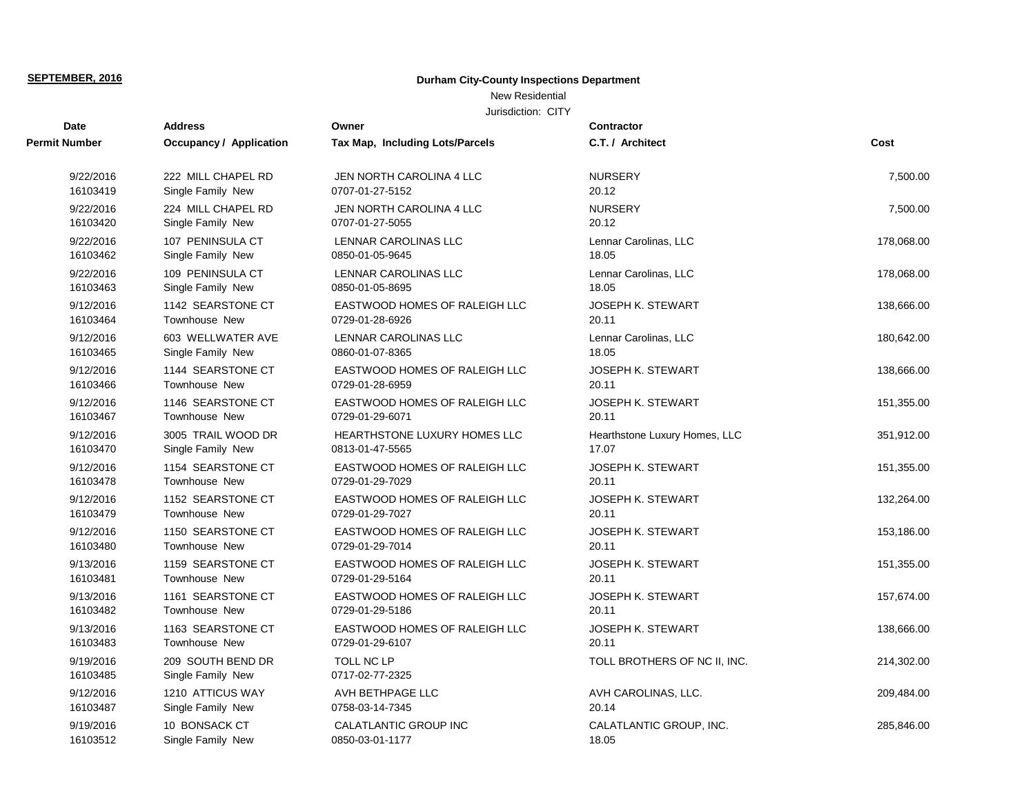**SEPTEMBER, 2016**

**Durham City-County Inspections Department**

New Residential

Jurisdiction: CITY

| Date<br>Permit Number | Address<br>Occupancy / Application | Owner<br>Tax Map, Including Lots/Parcels | Contractor<br>C.T. / Architect | Cost |
|---|---|---|---|---|
| 9/22/2016<br>16103419 | 222 MILL CHAPEL RD<br>Single Family New | JEN NORTH CAROLINA 4 LLC<br>0707-01-27-5152 | NURSERY<br>20.12 | 7,500.00 |
| 9/22/2016<br>16103420 | 224 MILL CHAPEL RD<br>Single Family New | JEN NORTH CAROLINA 4 LLC<br>0707-01-27-5055 | NURSERY<br>20.12 | 7,500.00 |
| 9/22/2016<br>16103462 | 107 PENINSULA CT<br>Single Family New | LENNAR CAROLINAS LLC<br>0850-01-05-9645 | Lennar Carolinas, LLC<br>18.05 | 178,068.00 |
| 9/22/2016<br>16103463 | 109 PENINSULA CT<br>Single Family New | LENNAR CAROLINAS LLC<br>0850-01-05-8695 | Lennar Carolinas, LLC<br>18.05 | 178,068.00 |
| 9/12/2016<br>16103464 | 1142 SEARSTONE CT<br>Townhouse New | EASTWOOD HOMES OF RALEIGH LLC<br>0729-01-28-6926 | JOSEPH K. STEWART<br>20.11 | 138,666.00 |
| 9/12/2016<br>16103465 | 603 WELLWATER AVE<br>Single Family New | LENNAR CAROLINAS LLC<br>0860-01-07-8365 | Lennar Carolinas, LLC<br>18.05 | 180,642.00 |
| 9/12/2016<br>16103466 | 1144 SEARSTONE CT<br>Townhouse New | EASTWOOD HOMES OF RALEIGH LLC<br>0729-01-28-6959 | JOSEPH K. STEWART<br>20.11 | 138,666.00 |
| 9/12/2016<br>16103467 | 1146 SEARSTONE CT<br>Townhouse New | EASTWOOD HOMES OF RALEIGH LLC<br>0729-01-29-6071 | JOSEPH K. STEWART<br>20.11 | 151,355.00 |
| 9/12/2016<br>16103470 | 3005 TRAIL WOOD DR<br>Single Family New | HEARTHSTONE LUXURY HOMES LLC<br>0813-01-47-5565 | Hearthstone Luxury Homes, LLC<br>17.07 | 351,912.00 |
| 9/12/2016<br>16103478 | 1154 SEARSTONE CT<br>Townhouse New | EASTWOOD HOMES OF RALEIGH LLC<br>0729-01-29-7029 | JOSEPH K. STEWART<br>20.11 | 151,355.00 |
| 9/12/2016<br>16103479 | 1152 SEARSTONE CT<br>Townhouse New | EASTWOOD HOMES OF RALEIGH LLC<br>0729-01-29-7027 | JOSEPH K. STEWART<br>20.11 | 132,264.00 |
| 9/12/2016<br>16103480 | 1150 SEARSTONE CT<br>Townhouse New | EASTWOOD HOMES OF RALEIGH LLC<br>0729-01-29-7014 | JOSEPH K. STEWART<br>20.11 | 153,186.00 |
| 9/13/2016<br>16103481 | 1159 SEARSTONE CT<br>Townhouse New | EASTWOOD HOMES OF RALEIGH LLC<br>0729-01-29-5164 | JOSEPH K. STEWART<br>20.11 | 151,355.00 |
| 9/13/2016<br>16103482 | 1161 SEARSTONE CT<br>Townhouse New | EASTWOOD HOMES OF RALEIGH LLC<br>0729-01-29-5186 | JOSEPH K. STEWART<br>20.11 | 157,674.00 |
| 9/13/2016<br>16103483 | 1163 SEARSTONE CT<br>Townhouse New | EASTWOOD HOMES OF RALEIGH LLC<br>0729-01-29-6107 | JOSEPH K. STEWART<br>20.11 | 138,666.00 |
| 9/19/2016<br>16103485 | 209 SOUTH BEND DR<br>Single Family New | TOLL NC LP<br>0717-02-77-2325 | TOLL BROTHERS OF NC II, INC. | 214,302.00 |
| 9/12/2016<br>16103487 | 1210 ATTICUS WAY<br>Single Family New | AVH BETHPAGE LLC<br>0758-03-14-7345 | AVH CAROLINAS, LLC.<br>20.14 | 209,484.00 |
| 9/19/2016<br>16103512 | 10 BONSACK CT<br>Single Family New | CALATLANTIC GROUP INC<br>0850-03-01-1177 | CALATLANTIC GROUP, INC.<br>18.05 | 285,846.00 |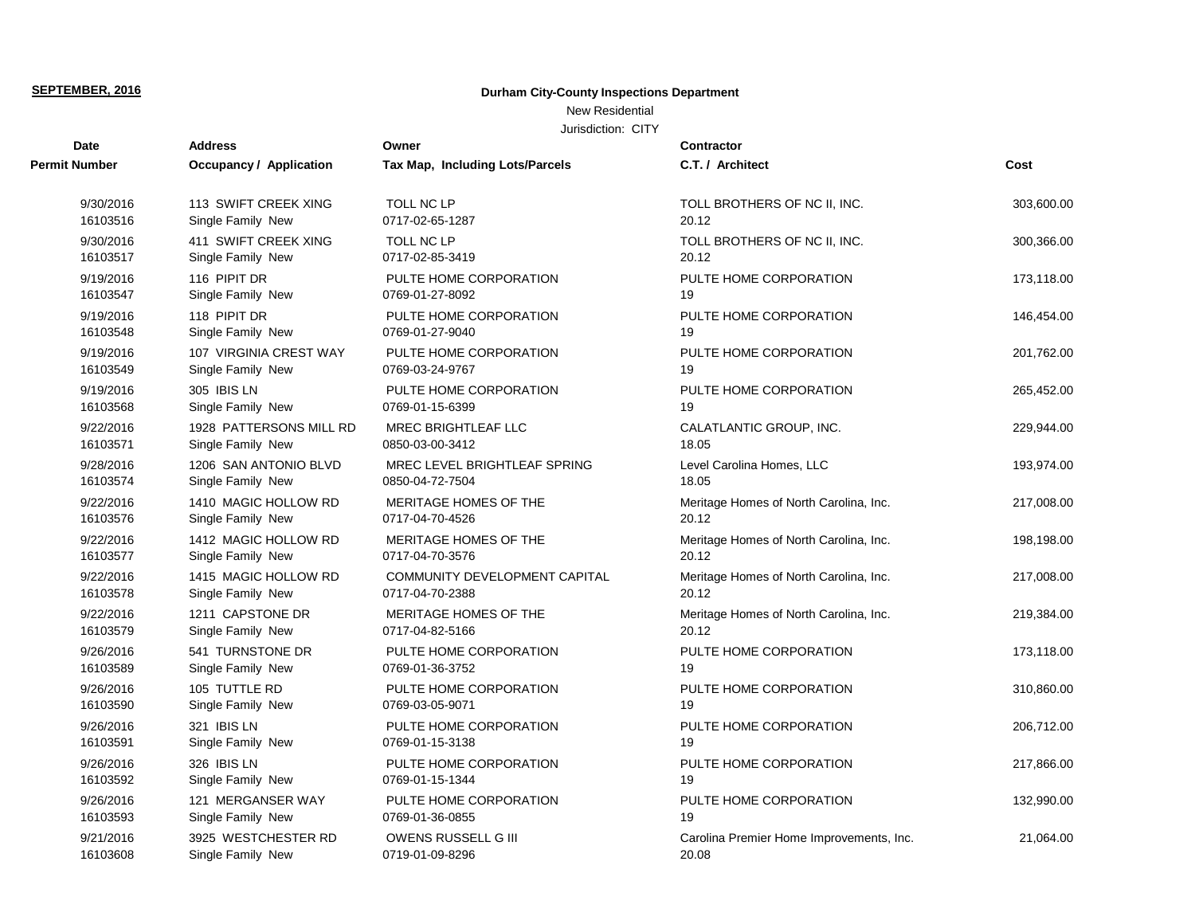**SEPTEMBER, 2016**

**Durham City-County Inspections Department**

New Residential

Jurisdiction: CITY

| Date<br>Permit Number | Address<br>Occupancy / Application | Owner<br>Tax Map, Including Lots/Parcels | Contractor<br>C.T. / Architect | Cost |
|---|---|---|---|---|
| 9/30/2016<br>16103516 | 113 SWIFT CREEK XING<br>Single Family New | TOLL NC LP<br>0717-02-65-1287 | TOLL BROTHERS OF NC II, INC.<br>20.12 | 303,600.00 |
| 9/30/2016<br>16103517 | 411 SWIFT CREEK XING<br>Single Family New | TOLL NC LP<br>0717-02-85-3419 | TOLL BROTHERS OF NC II, INC.<br>20.12 | 300,366.00 |
| 9/19/2016<br>16103547 | 116 PIPIT DR<br>Single Family New | PULTE HOME CORPORATION<br>0769-01-27-8092 | PULTE HOME CORPORATION<br>19 | 173,118.00 |
| 9/19/2016<br>16103548 | 118 PIPIT DR<br>Single Family New | PULTE HOME CORPORATION<br>0769-01-27-9040 | PULTE HOME CORPORATION<br>19 | 146,454.00 |
| 9/19/2016<br>16103549 | 107 VIRGINIA CREST WAY<br>Single Family New | PULTE HOME CORPORATION<br>0769-03-24-9767 | PULTE HOME CORPORATION<br>19 | 201,762.00 |
| 9/19/2016<br>16103568 | 305 IBIS LN<br>Single Family New | PULTE HOME CORPORATION<br>0769-01-15-6399 | PULTE HOME CORPORATION<br>19 | 265,452.00 |
| 9/22/2016<br>16103571 | 1928 PATTERSONS MILL RD<br>Single Family New | MREC BRIGHTLEAF LLC<br>0850-03-00-3412 | CALATLANTIC GROUP, INC.<br>18.05 | 229,944.00 |
| 9/28/2016<br>16103574 | 1206 SAN ANTONIO BLVD<br>Single Family New | MREC LEVEL BRIGHTLEAF SPRING<br>0850-04-72-7504 | Level Carolina Homes, LLC<br>18.05 | 193,974.00 |
| 9/22/2016<br>16103576 | 1410 MAGIC HOLLOW RD<br>Single Family New | MERITAGE HOMES OF THE<br>0717-04-70-4526 | Meritage Homes of North Carolina, Inc.<br>20.12 | 217,008.00 |
| 9/22/2016<br>16103577 | 1412 MAGIC HOLLOW RD<br>Single Family New | MERITAGE HOMES OF THE<br>0717-04-70-3576 | Meritage Homes of North Carolina, Inc.<br>20.12 | 198,198.00 |
| 9/22/2016<br>16103578 | 1415 MAGIC HOLLOW RD<br>Single Family New | COMMUNITY DEVELOPMENT CAPITAL<br>0717-04-70-2388 | Meritage Homes of North Carolina, Inc.<br>20.12 | 217,008.00 |
| 9/22/2016<br>16103579 | 1211 CAPSTONE DR<br>Single Family New | MERITAGE HOMES OF THE<br>0717-04-82-5166 | Meritage Homes of North Carolina, Inc.<br>20.12 | 219,384.00 |
| 9/26/2016<br>16103589 | 541 TURNSTONE DR<br>Single Family New | PULTE HOME CORPORATION<br>0769-01-36-3752 | PULTE HOME CORPORATION<br>19 | 173,118.00 |
| 9/26/2016<br>16103590 | 105 TUTTLE RD<br>Single Family New | PULTE HOME CORPORATION<br>0769-03-05-9071 | PULTE HOME CORPORATION<br>19 | 310,860.00 |
| 9/26/2016<br>16103591 | 321 IBIS LN<br>Single Family New | PULTE HOME CORPORATION<br>0769-01-15-3138 | PULTE HOME CORPORATION<br>19 | 206,712.00 |
| 9/26/2016<br>16103592 | 326 IBIS LN<br>Single Family New | PULTE HOME CORPORATION<br>0769-01-15-1344 | PULTE HOME CORPORATION<br>19 | 217,866.00 |
| 9/26/2016<br>16103593 | 121 MERGANSER WAY<br>Single Family New | PULTE HOME CORPORATION<br>0769-01-36-0855 | PULTE HOME CORPORATION<br>19 | 132,990.00 |
| 9/21/2016<br>16103608 | 3925 WESTCHESTER RD<br>Single Family New | OWENS RUSSELL G III<br>0719-01-09-8296 | Carolina Premier Home Improvements, Inc.<br>20.08 | 21,064.00 |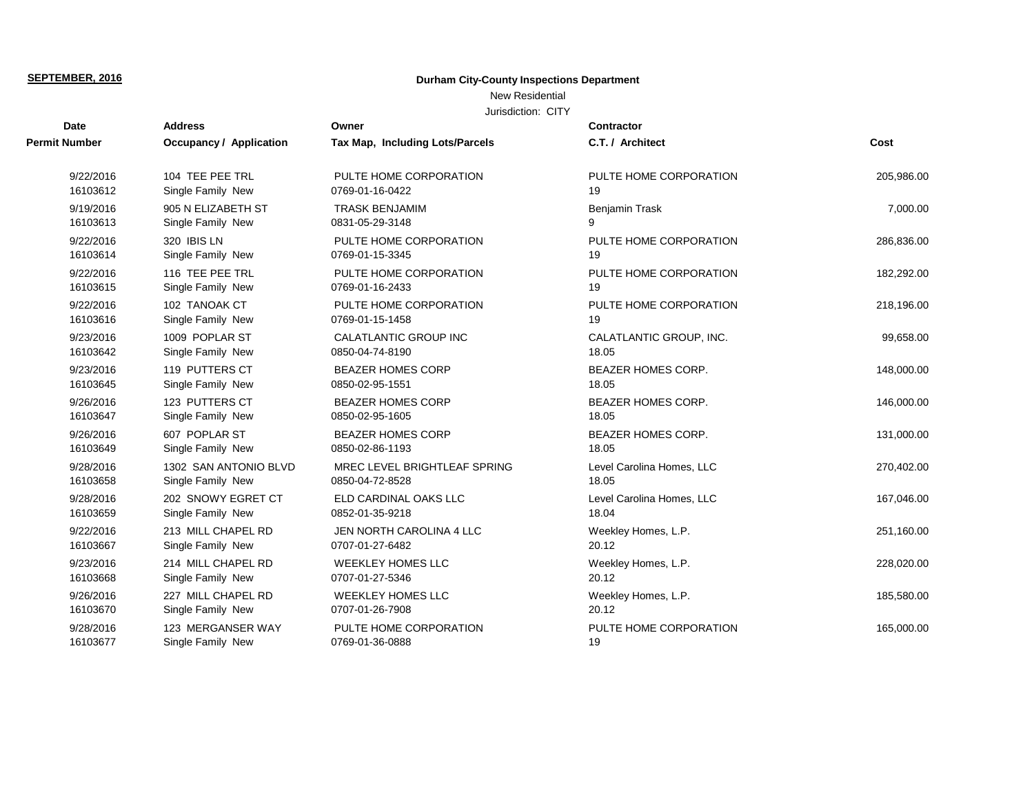**SEPTEMBER, 2016**

**Durham City-County Inspections Department**

New Residential

Jurisdiction: CITY

| Date / Permit Number | Address / Occupancy / Application | Owner / Tax Map, Including Lots/Parcels | Contractor / C.T. / Architect | Cost |
|---|---|---|---|---|
| 9/22/2016<br>16103612 | 104 TEE PEE TRL<br>Single Family New | PULTE HOME CORPORATION<br>0769-01-16-0422 | PULTE HOME CORPORATION<br>19 | 205,986.00 |
| 9/19/2016<br>16103613 | 905 N ELIZABETH ST<br>Single Family New | TRASK BENJAMIM<br>0831-05-29-3148 | Benjamin Trask<br>9 | 7,000.00 |
| 9/22/2016<br>16103614 | 320 IBIS LN<br>Single Family New | PULTE HOME CORPORATION<br>0769-01-15-3345 | PULTE HOME CORPORATION<br>19 | 286,836.00 |
| 9/22/2016<br>16103615 | 116 TEE PEE TRL<br>Single Family New | PULTE HOME CORPORATION<br>0769-01-16-2433 | PULTE HOME CORPORATION<br>19 | 182,292.00 |
| 9/22/2016<br>16103616 | 102 TANOAK CT<br>Single Family New | PULTE HOME CORPORATION<br>0769-01-15-1458 | PULTE HOME CORPORATION<br>19 | 218,196.00 |
| 9/23/2016<br>16103642 | 1009 POPLAR ST<br>Single Family New | CALATLANTIC GROUP INC<br>0850-04-74-8190 | CALATLANTIC GROUP, INC.<br>18.05 | 99,658.00 |
| 9/23/2016<br>16103645 | 119 PUTTERS CT<br>Single Family New | BEAZER HOMES CORP<br>0850-02-95-1551 | BEAZER HOMES CORP.<br>18.05 | 148,000.00 |
| 9/26/2016<br>16103647 | 123 PUTTERS CT<br>Single Family New | BEAZER HOMES CORP<br>0850-02-95-1605 | BEAZER HOMES CORP.<br>18.05 | 146,000.00 |
| 9/26/2016<br>16103649 | 607 POPLAR ST<br>Single Family New | BEAZER HOMES CORP<br>0850-02-86-1193 | BEAZER HOMES CORP.<br>18.05 | 131,000.00 |
| 9/28/2016<br>16103658 | 1302 SAN ANTONIO BLVD<br>Single Family New | MREC LEVEL BRIGHTLEAF SPRING<br>0850-04-72-8528 | Level Carolina Homes, LLC<br>18.05 | 270,402.00 |
| 9/28/2016<br>16103659 | 202 SNOWY EGRET CT<br>Single Family New | ELD CARDINAL OAKS LLC<br>0852-01-35-9218 | Level Carolina Homes, LLC<br>18.04 | 167,046.00 |
| 9/22/2016<br>16103667 | 213 MILL CHAPEL RD<br>Single Family New | JEN NORTH CAROLINA 4 LLC<br>0707-01-27-6482 | Weekley Homes, L.P.<br>20.12 | 251,160.00 |
| 9/23/2016<br>16103668 | 214 MILL CHAPEL RD<br>Single Family New | WEEKLEY HOMES LLC<br>0707-01-27-5346 | Weekley Homes, L.P.<br>20.12 | 228,020.00 |
| 9/26/2016<br>16103670 | 227 MILL CHAPEL RD<br>Single Family New | WEEKLEY HOMES LLC<br>0707-01-26-7908 | Weekley Homes, L.P.<br>20.12 | 185,580.00 |
| 9/28/2016<br>16103677 | 123 MERGANSER WAY<br>Single Family New | PULTE HOME CORPORATION<br>0769-01-36-0888 | PULTE HOME CORPORATION<br>19 | 165,000.00 |